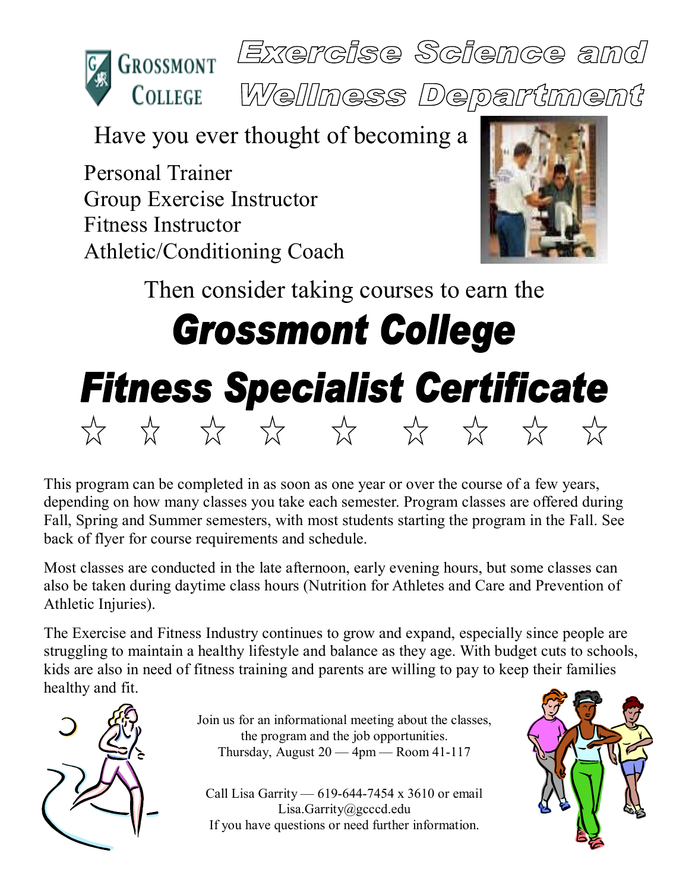Grossmont College

# Exercise Science and Wellness Department

Have you ever thought of becoming a

Personal Trainer
Group Exercise Instructor
Fitness Instructor
Athletic/Conditioning Coach

Then consider taking courses to earn the

# Grossmont College

# Fitness Specialist Certificate

☆ ☆ ☆ ☆ ☆ ☆ ☆ ☆ ☆

This program can be completed in as soon as one year or over the course of a few years, depending on how many classes you take each semester. Program classes are offered during Fall, Spring and Summer semesters, with most students starting the program in the Fall. See back of flyer for course requirements and schedule.

Most classes are conducted in the late afternoon, early evening hours, but some classes can also be taken during daytime class hours (Nutrition for Athletes and Care and Prevention of Athletic Injuries).

The Exercise and Fitness Industry continues to grow and expand, especially since people are struggling to maintain a healthy lifestyle and balance as they age. With budget cuts to schools, kids are also in need of fitness training and parents are willing to pay to keep their families healthy and fit.

Join us for an informational meeting about the classes, the program and the job opportunities.
Thursday, August 20 — 4pm — Room 41-117

Call Lisa Garrity — 619-644-7454 x 3610 or email Lisa.Garrity@gcccd.edu
If you have questions or need further information.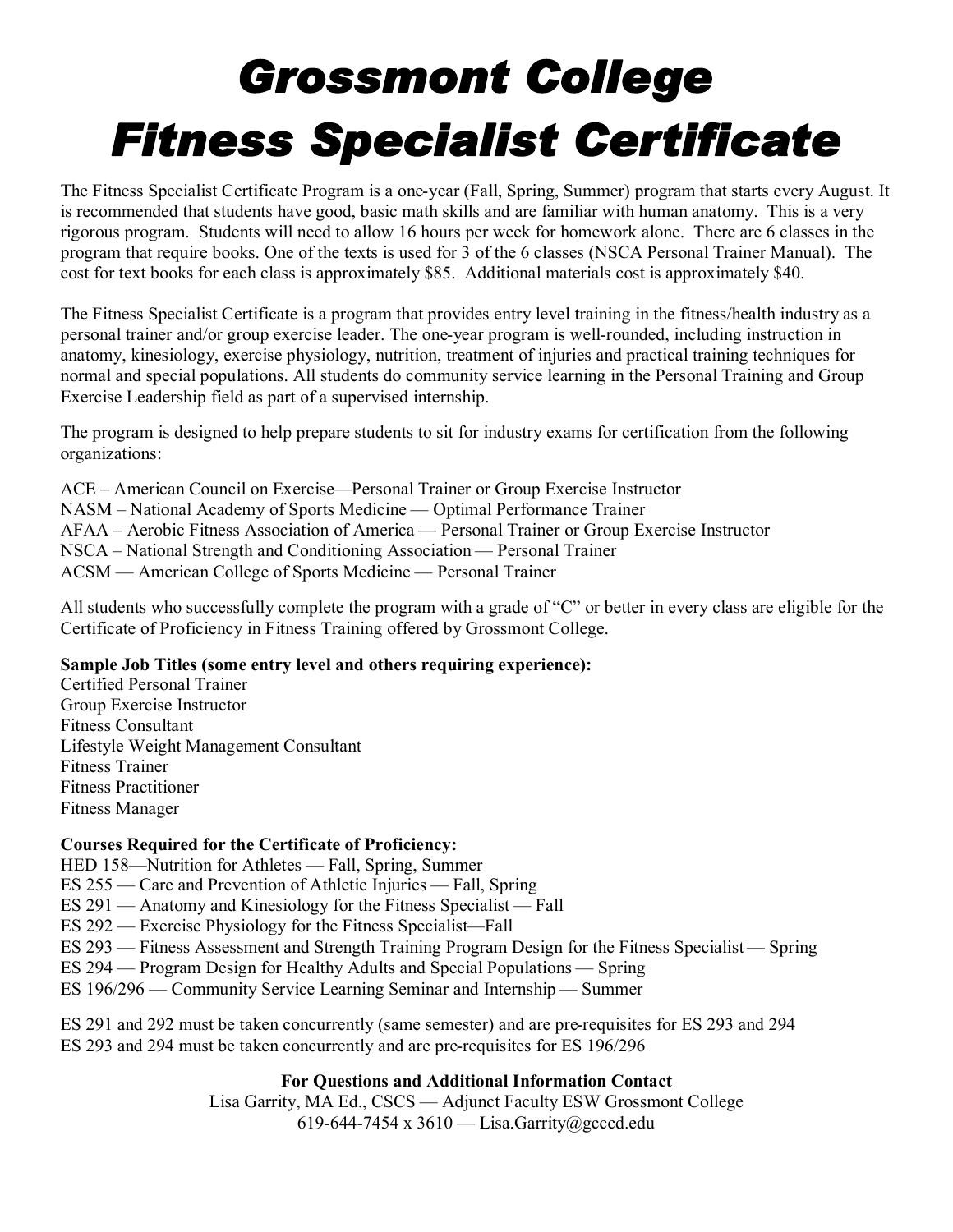# Grossmont College
# *Fitness Specialist Certificate*

The Fitness Specialist Certificate Program is a one-year (Fall, Spring, Summer) program that starts every August. It is recommended that students have good, basic math skills and are familiar with human anatomy. This is a very rigorous program. Students will need to allow 16 hours per week for homework alone. There are 6 classes in the program that require books. One of the texts is used for 3 of the 6 classes (NSCA Personal Trainer Manual). The cost for text books for each class is approximately $85. Additional materials cost is approximately $40.

The Fitness Specialist Certificate is a program that provides entry level training in the fitness/health industry as a personal trainer and/or group exercise leader. The one-year program is well-rounded, including instruction in anatomy, kinesiology, exercise physiology, nutrition, treatment of injuries and practical training techniques for normal and special populations. All students do community service learning in the Personal Training and Group Exercise Leadership field as part of a supervised internship.

The program is designed to help prepare students to sit for industry exams for certification from the following organizations:

ACE – American Council on Exercise—Personal Trainer or Group Exercise Instructor
NASM – National Academy of Sports Medicine — Optimal Performance Trainer
AFAA – Aerobic Fitness Association of America — Personal Trainer or Group Exercise Instructor
NSCA – National Strength and Conditioning Association — Personal Trainer
ACSM — American College of Sports Medicine — Personal Trainer

All students who successfully complete the program with a grade of "C" or better in every class are eligible for the Certificate of Proficiency in Fitness Training offered by Grossmont College.

**Sample Job Titles (some entry level and others requiring experience):**
Certified Personal Trainer
Group Exercise Instructor
Fitness Consultant
Lifestyle Weight Management Consultant
Fitness Trainer
Fitness Practitioner
Fitness Manager

**Courses Required for the Certificate of Proficiency:**
HED 158—Nutrition for Athletes — Fall, Spring, Summer
ES 255 — Care and Prevention of Athletic Injuries — Fall, Spring
ES 291 — Anatomy and Kinesiology for the Fitness Specialist — Fall
ES 292 — Exercise Physiology for the Fitness Specialist—Fall
ES 293 — Fitness Assessment and Strength Training Program Design for the Fitness Specialist — Spring
ES 294 — Program Design for Healthy Adults and Special Populations — Spring
ES 196/296 — Community Service Learning Seminar and Internship — Summer

ES 291 and 292 must be taken concurrently (same semester) and are pre-requisites for ES 293 and 294
ES 293 and 294 must be taken concurrently and are pre-requisites for ES 196/296

**For Questions and Additional Information Contact**
Lisa Garrity, MA Ed., CSCS — Adjunct Faculty ESW Grossmont College
619-644-7454 x 3610 — Lisa.Garrity@gcccd.edu